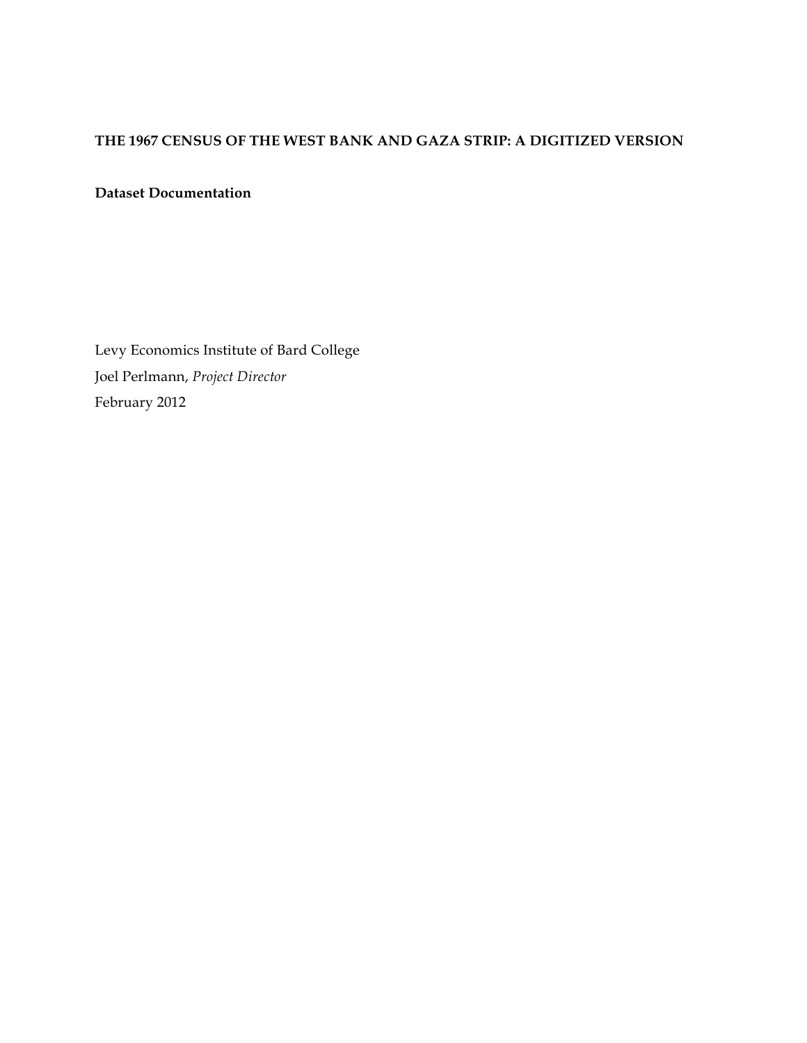# THE 1967 CENSUS OF THE WEST BANK AND GAZA STRIP: A DIGITIZED VERSION

**Dataset Documentation**

Levy Economics Institute of Bard College
Joel Perlmann, *Project Director*
February 2012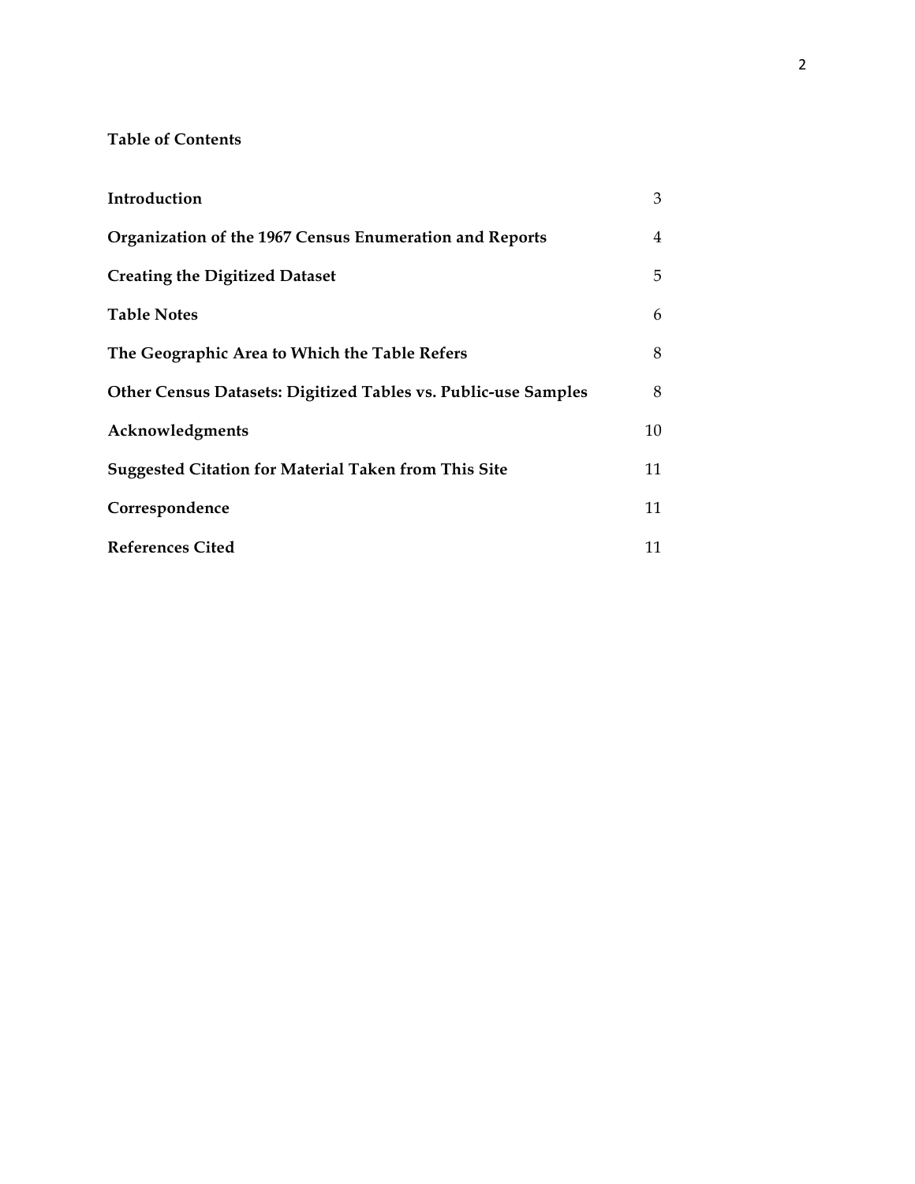**Table of Contents**

| | |
|---|---|
| **Introduction** | 3 |
| **Organization of the 1967 Census Enumeration and Reports** | 4 |
| **Creating the Digitized Dataset** | 5 |
| **Table Notes** | 6 |
| **The Geographic Area to Which the Table Refers** | 8 |
| **Other Census Datasets: Digitized Tables vs. Public-use Samples** | 8 |
| **Acknowledgments** | 10 |
| **Suggested Citation for Material Taken from This Site** | 11 |
| **Correspondence** | 11 |
| **References Cited** | 11 |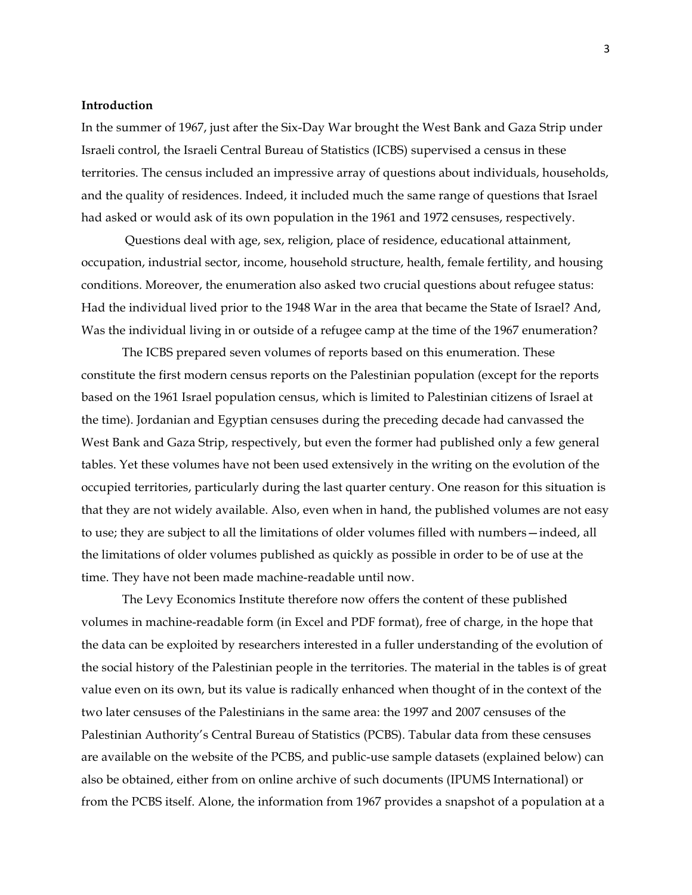**Introduction**

In the summer of 1967, just after the Six-Day War brought the West Bank and Gaza Strip under Israeli control, the Israeli Central Bureau of Statistics (ICBS) supervised a census in these territories. The census included an impressive array of questions about individuals, households, and the quality of residences. Indeed, it included much the same range of questions that Israel had asked or would ask of its own population in the 1961 and 1972 censuses, respectively.

Questions deal with age, sex, religion, place of residence, educational attainment, occupation, industrial sector, income, household structure, health, female fertility, and housing conditions. Moreover, the enumeration also asked two crucial questions about refugee status: Had the individual lived prior to the 1948 War in the area that became the State of Israel? And, Was the individual living in or outside of a refugee camp at the time of the 1967 enumeration?

The ICBS prepared seven volumes of reports based on this enumeration. These constitute the first modern census reports on the Palestinian population (except for the reports based on the 1961 Israel population census, which is limited to Palestinian citizens of Israel at the time). Jordanian and Egyptian censuses during the preceding decade had canvassed the West Bank and Gaza Strip, respectively, but even the former had published only a few general tables. Yet these volumes have not been used extensively in the writing on the evolution of the occupied territories, particularly during the last quarter century. One reason for this situation is that they are not widely available. Also, even when in hand, the published volumes are not easy to use; they are subject to all the limitations of older volumes filled with numbers—indeed, all the limitations of older volumes published as quickly as possible in order to be of use at the time. They have not been made machine-readable until now.

The Levy Economics Institute therefore now offers the content of these published volumes in machine-readable form (in Excel and PDF format), free of charge, in the hope that the data can be exploited by researchers interested in a fuller understanding of the evolution of the social history of the Palestinian people in the territories. The material in the tables is of great value even on its own, but its value is radically enhanced when thought of in the context of the two later censuses of the Palestinians in the same area: the 1997 and 2007 censuses of the Palestinian Authority's Central Bureau of Statistics (PCBS). Tabular data from these censuses are available on the website of the PCBS, and public-use sample datasets (explained below) can also be obtained, either from on online archive of such documents (IPUMS International) or from the PCBS itself. Alone, the information from 1967 provides a snapshot of a population at a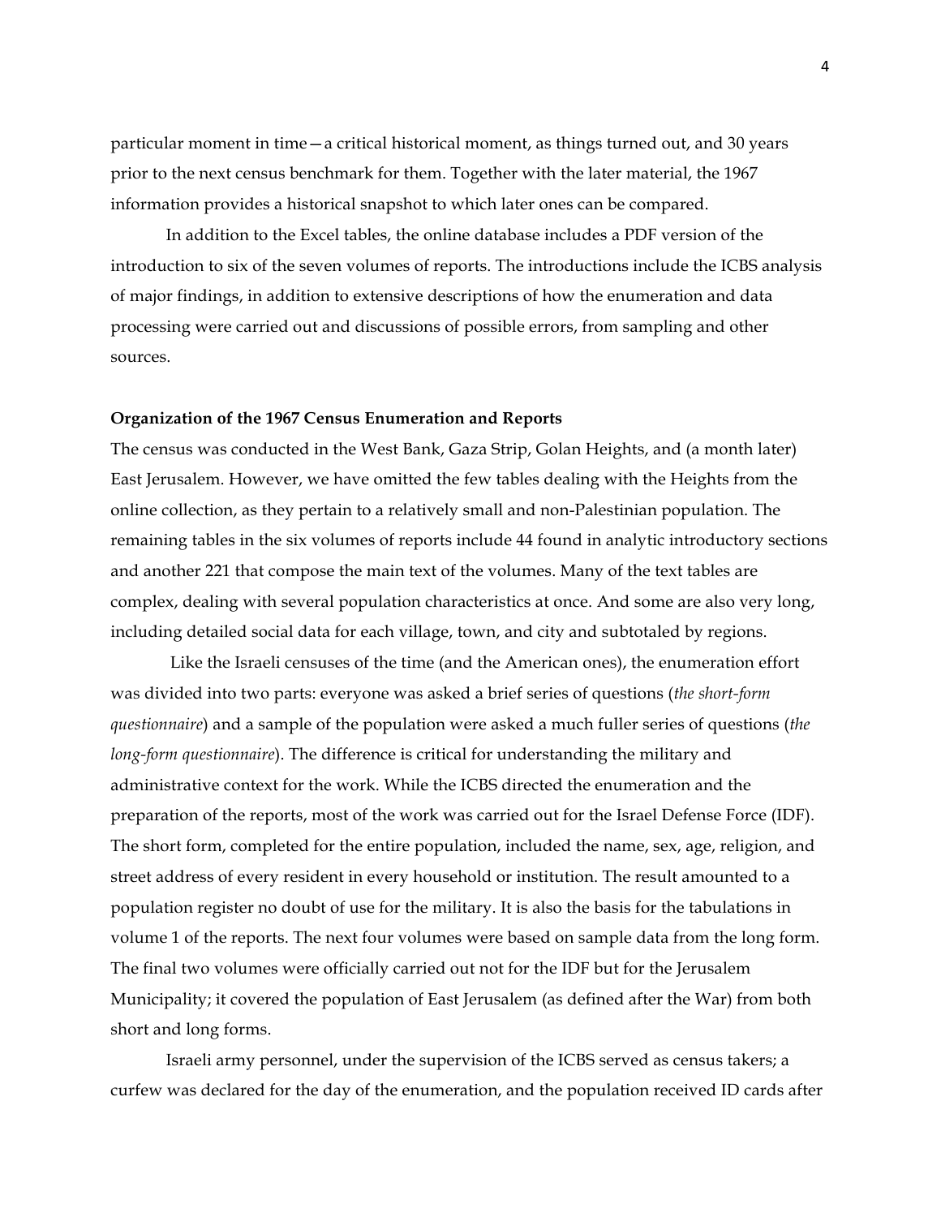particular moment in time—a critical historical moment, as things turned out, and 30 years prior to the next census benchmark for them. Together with the later material, the 1967 information provides a historical snapshot to which later ones can be compared.

In addition to the Excel tables, the online database includes a PDF version of the introduction to six of the seven volumes of reports. The introductions include the ICBS analysis of major findings, in addition to extensive descriptions of how the enumeration and data processing were carried out and discussions of possible errors, from sampling and other sources.

**Organization of the 1967 Census Enumeration and Reports**

The census was conducted in the West Bank, Gaza Strip, Golan Heights, and (a month later) East Jerusalem. However, we have omitted the few tables dealing with the Heights from the online collection, as they pertain to a relatively small and non-Palestinian population. The remaining tables in the six volumes of reports include 44 found in analytic introductory sections and another 221 that compose the main text of the volumes. Many of the text tables are complex, dealing with several population characteristics at once. And some are also very long, including detailed social data for each village, town, and city and subtotaled by regions.

Like the Israeli censuses of the time (and the American ones), the enumeration effort was divided into two parts: everyone was asked a brief series of questions (*the short-form questionnaire*) and a sample of the population were asked a much fuller series of questions (*the long-form questionnaire*). The difference is critical for understanding the military and administrative context for the work. While the ICBS directed the enumeration and the preparation of the reports, most of the work was carried out for the Israel Defense Force (IDF). The short form, completed for the entire population, included the name, sex, age, religion, and street address of every resident in every household or institution. The result amounted to a population register no doubt of use for the military. It is also the basis for the tabulations in volume 1 of the reports. The next four volumes were based on sample data from the long form. The final two volumes were officially carried out not for the IDF but for the Jerusalem Municipality; it covered the population of East Jerusalem (as defined after the War) from both short and long forms.

Israeli army personnel, under the supervision of the ICBS served as census takers; a curfew was declared for the day of the enumeration, and the population received ID cards after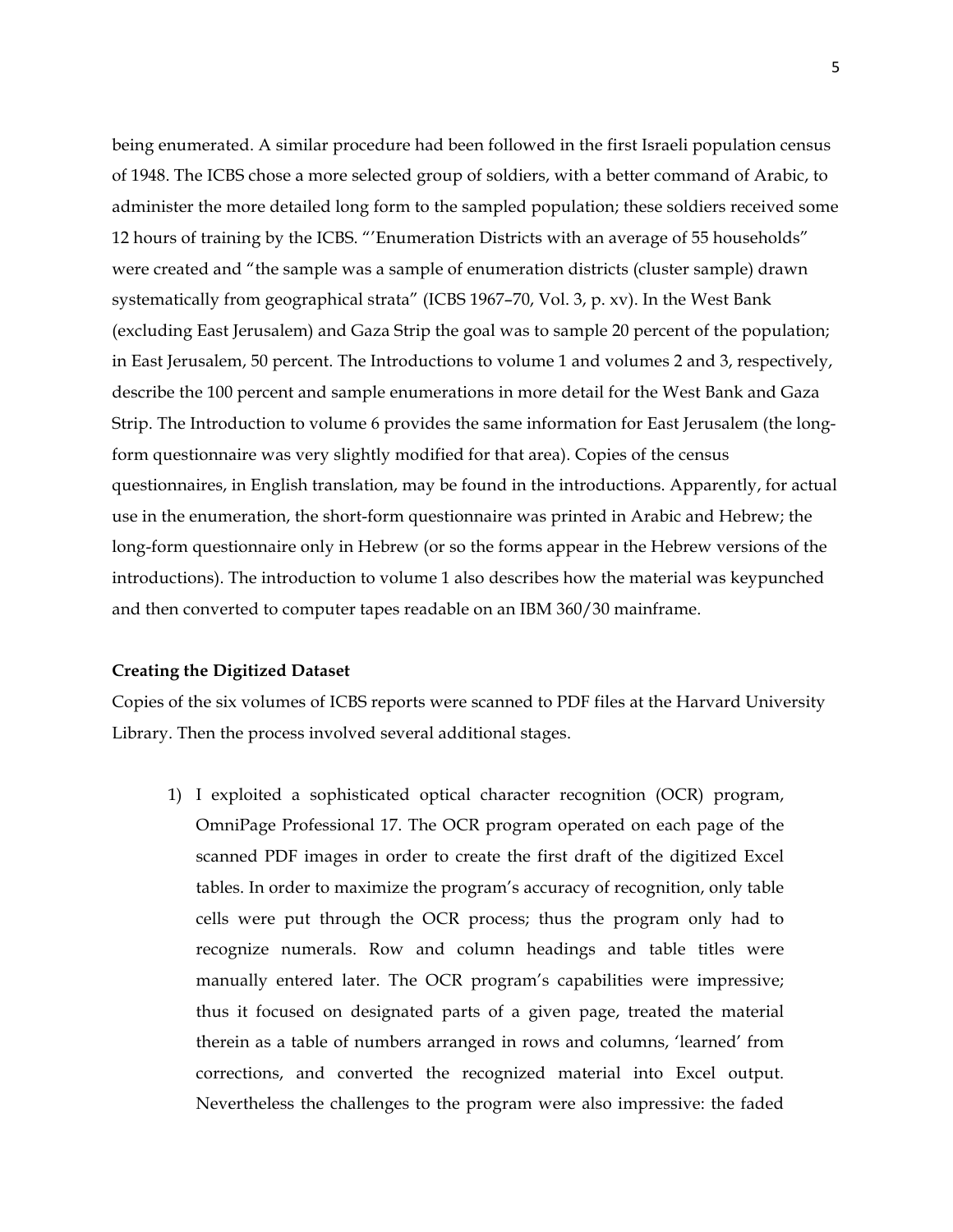being enumerated. A similar procedure had been followed in the first Israeli population census of 1948. The ICBS chose a more selected group of soldiers, with a better command of Arabic, to administer the more detailed long form to the sampled population; these soldiers received some 12 hours of training by the ICBS. "'Enumeration Districts with an average of 55 households" were created and "the sample was a sample of enumeration districts (cluster sample) drawn systematically from geographical strata" (ICBS 1967–70, Vol. 3, p. xv). In the West Bank (excluding East Jerusalem) and Gaza Strip the goal was to sample 20 percent of the population; in East Jerusalem, 50 percent. The Introductions to volume 1 and volumes 2 and 3, respectively, describe the 100 percent and sample enumerations in more detail for the West Bank and Gaza Strip. The Introduction to volume 6 provides the same information for East Jerusalem (the long-form questionnaire was very slightly modified for that area). Copies of the census questionnaires, in English translation, may be found in the introductions. Apparently, for actual use in the enumeration, the short-form questionnaire was printed in Arabic and Hebrew; the long-form questionnaire only in Hebrew (or so the forms appear in the Hebrew versions of the introductions). The introduction to volume 1 also describes how the material was keypunched and then converted to computer tapes readable on an IBM 360/30 mainframe.

**Creating the Digitized Dataset**

Copies of the six volumes of ICBS reports were scanned to PDF files at the Harvard University Library. Then the process involved several additional stages.

1) I exploited a sophisticated optical character recognition (OCR) program, OmniPage Professional 17. The OCR program operated on each page of the scanned PDF images in order to create the first draft of the digitized Excel tables. In order to maximize the program's accuracy of recognition, only table cells were put through the OCR process; thus the program only had to recognize numerals. Row and column headings and table titles were manually entered later. The OCR program's capabilities were impressive; thus it focused on designated parts of a given page, treated the material therein as a table of numbers arranged in rows and columns, 'learned' from corrections, and converted the recognized material into Excel output. Nevertheless the challenges to the program were also impressive: the faded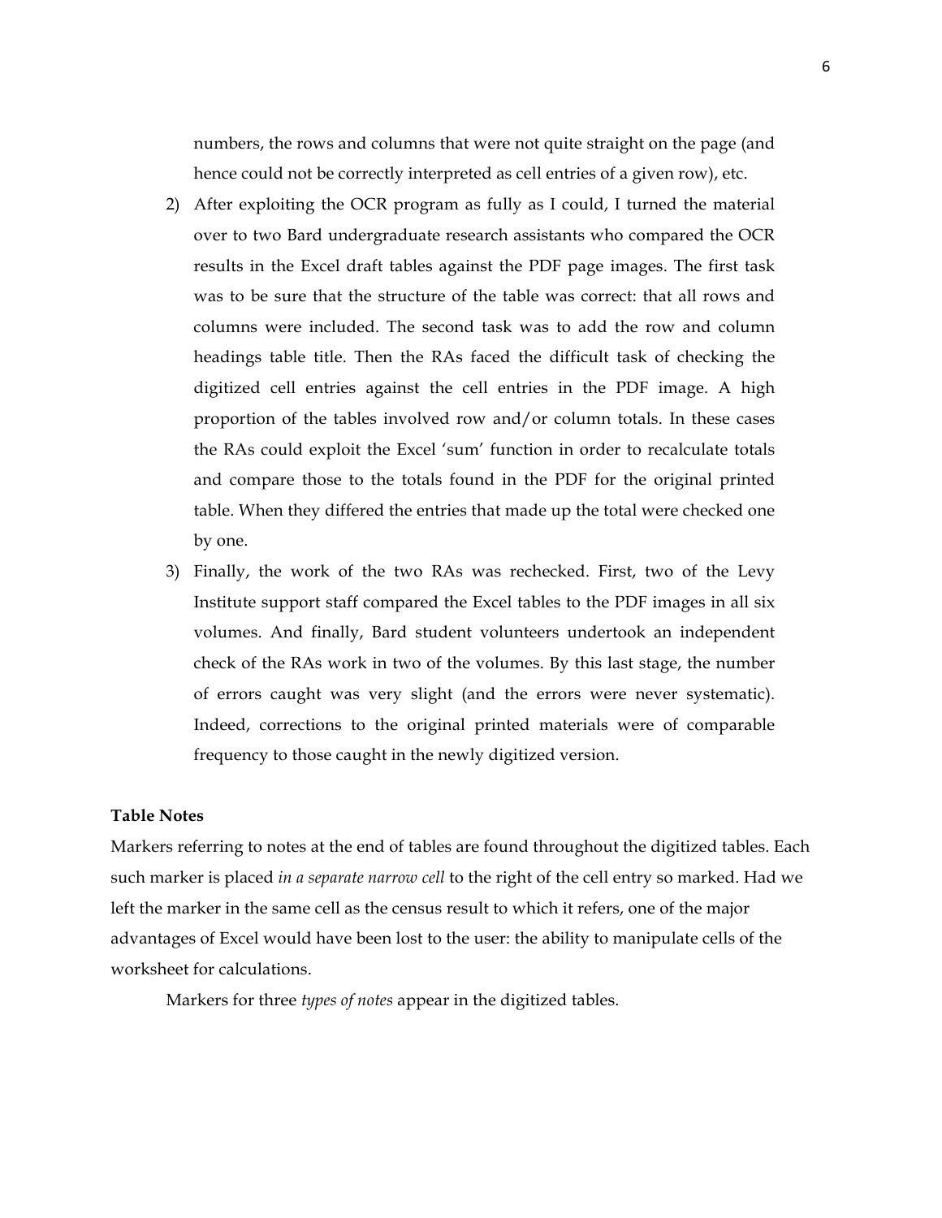numbers, the rows and columns that were not quite straight on the page (and hence could not be correctly interpreted as cell entries of a given row), etc.

2) After exploiting the OCR program as fully as I could, I turned the material over to two Bard undergraduate research assistants who compared the OCR results in the Excel draft tables against the PDF page images. The first task was to be sure that the structure of the table was correct: that all rows and columns were included. The second task was to add the row and column headings table title. Then the RAs faced the difficult task of checking the digitized cell entries against the cell entries in the PDF image. A high proportion of the tables involved row and/or column totals. In these cases the RAs could exploit the Excel 'sum' function in order to recalculate totals and compare those to the totals found in the PDF for the original printed table. When they differed the entries that made up the total were checked one by one.

3) Finally, the work of the two RAs was rechecked. First, two of the Levy Institute support staff compared the Excel tables to the PDF images in all six volumes. And finally, Bard student volunteers undertook an independent check of the RAs work in two of the volumes. By this last stage, the number of errors caught was very slight (and the errors were never systematic). Indeed, corrections to the original printed materials were of comparable frequency to those caught in the newly digitized version.

**Table Notes**

Markers referring to notes at the end of tables are found throughout the digitized tables. Each such marker is placed *in a separate narrow cell* to the right of the cell entry so marked. Had we left the marker in the same cell as the census result to which it refers, one of the major advantages of Excel would have been lost to the user: the ability to manipulate cells of the worksheet for calculations.

Markers for three *types of notes* appear in the digitized tables.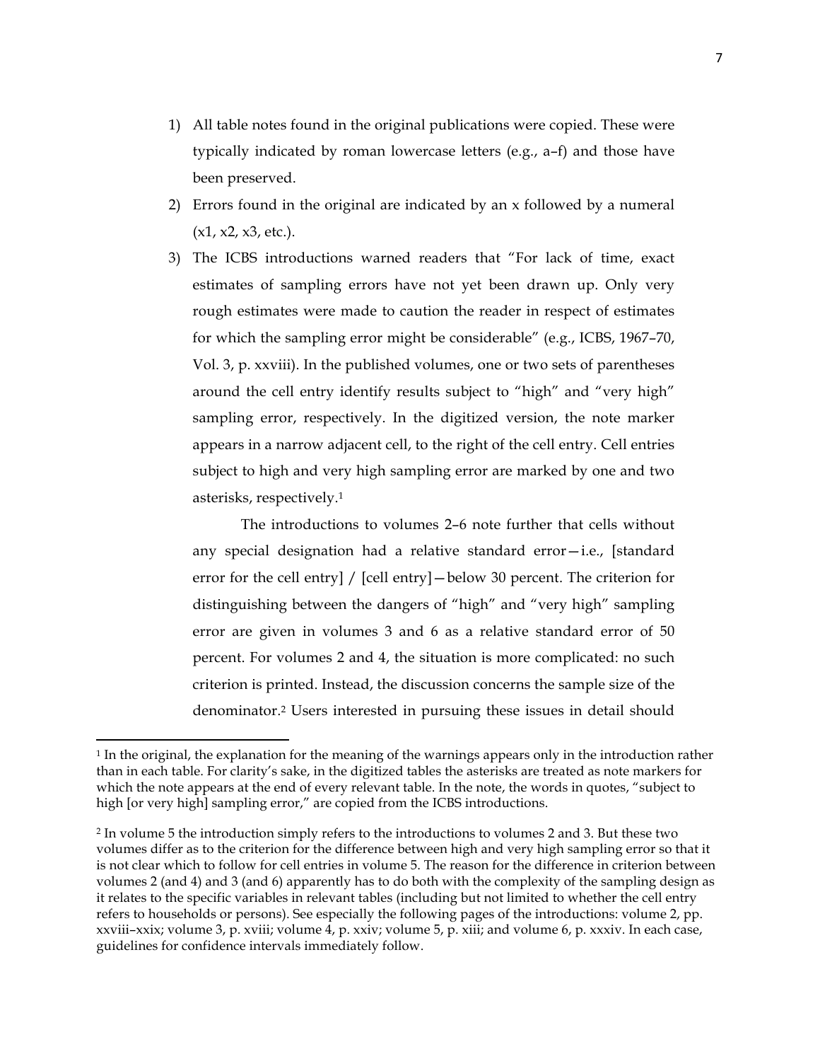1) All table notes found in the original publications were copied. These were typically indicated by roman lowercase letters (e.g., a–f) and those have been preserved.
2) Errors found in the original are indicated by an x followed by a numeral (x1, x2, x3, etc.).
3) The ICBS introductions warned readers that "For lack of time, exact estimates of sampling errors have not yet been drawn up. Only very rough estimates were made to caution the reader in respect of estimates for which the sampling error might be considerable" (e.g., ICBS, 1967–70, Vol. 3, p. xxviii). In the published volumes, one or two sets of parentheses around the cell entry identify results subject to "high" and "very high" sampling error, respectively. In the digitized version, the note marker appears in a narrow adjacent cell, to the right of the cell entry. Cell entries subject to high and very high sampling error are marked by one and two asterisks, respectively.[1]

   The introductions to volumes 2–6 note further that cells without any special designation had a relative standard error—i.e., [standard error for the cell entry] / [cell entry]—below 30 percent. The criterion for distinguishing between the dangers of "high" and "very high" sampling error are given in volumes 3 and 6 as a relative standard error of 50 percent. For volumes 2 and 4, the situation is more complicated: no such criterion is printed. Instead, the discussion concerns the sample size of the denominator.[2] Users interested in pursuing these issues in detail should

---

[1] In the original, the explanation for the meaning of the warnings appears only in the introduction rather than in each table. For clarity's sake, in the digitized tables the asterisks are treated as note markers for which the note appears at the end of every relevant table. In the note, the words in quotes, "subject to high [or very high] sampling error," are copied from the ICBS introductions.

[2] In volume 5 the introduction simply refers to the introductions to volumes 2 and 3. But these two volumes differ as to the criterion for the difference between high and very high sampling error so that it is not clear which to follow for cell entries in volume 5. The reason for the difference in criterion between volumes 2 (and 4) and 3 (and 6) apparently has to do both with the complexity of the sampling design as it relates to the specific variables in relevant tables (including but not limited to whether the cell entry refers to households or persons). See especially the following pages of the introductions: volume 2, pp. xxviii–xxix; volume 3, p. xviii; volume 4, p. xxiv; volume 5, p. xiii; and volume 6, p. xxxiv. In each case, guidelines for confidence intervals immediately follow.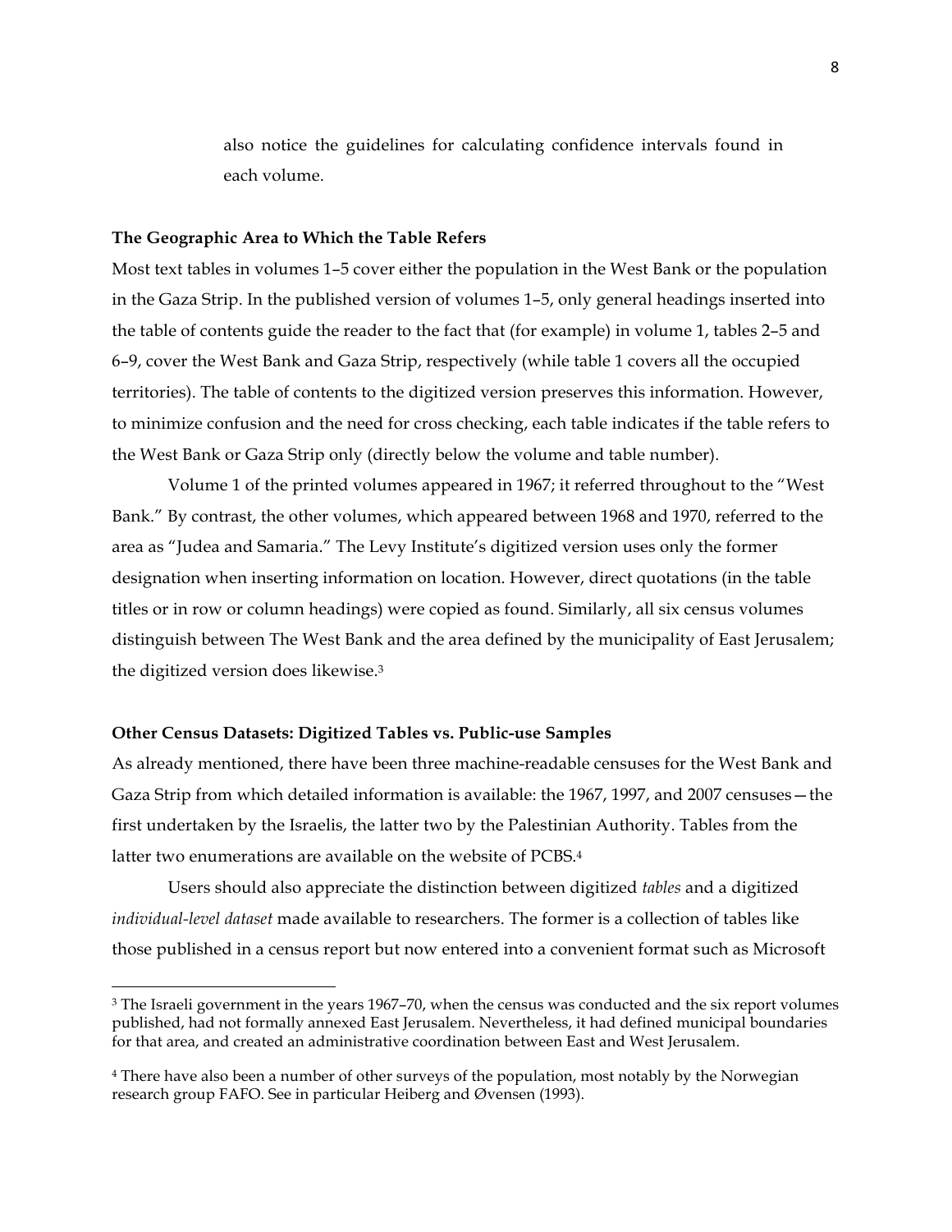also notice the guidelines for calculating confidence intervals found in each volume.

**The Geographic Area to Which the Table Refers**

Most text tables in volumes 1–5 cover either the population in the West Bank or the population in the Gaza Strip. In the published version of volumes 1–5, only general headings inserted into the table of contents guide the reader to the fact that (for example) in volume 1, tables 2–5 and 6–9, cover the West Bank and Gaza Strip, respectively (while table 1 covers all the occupied territories). The table of contents to the digitized version preserves this information. However, to minimize confusion and the need for cross checking, each table indicates if the table refers to the West Bank or Gaza Strip only (directly below the volume and table number).

Volume 1 of the printed volumes appeared in 1967; it referred throughout to the "West Bank." By contrast, the other volumes, which appeared between 1968 and 1970, referred to the area as "Judea and Samaria." The Levy Institute's digitized version uses only the former designation when inserting information on location. However, direct quotations (in the table titles or in row or column headings) were copied as found. Similarly, all six census volumes distinguish between The West Bank and the area defined by the municipality of East Jerusalem; the digitized version does likewise.[3]

**Other Census Datasets: Digitized Tables vs. Public-use Samples**

As already mentioned, there have been three machine-readable censuses for the West Bank and Gaza Strip from which detailed information is available: the 1967, 1997, and 2007 censuses—the first undertaken by the Israelis, the latter two by the Palestinian Authority. Tables from the latter two enumerations are available on the website of PCBS.[4]

Users should also appreciate the distinction between digitized *tables* and a digitized *individual-level dataset* made available to researchers. The former is a collection of tables like those published in a census report but now entered into a convenient format such as Microsoft

[3] The Israeli government in the years 1967–70, when the census was conducted and the six report volumes published, had not formally annexed East Jerusalem. Nevertheless, it had defined municipal boundaries for that area, and created an administrative coordination between East and West Jerusalem.

[4] There have also been a number of other surveys of the population, most notably by the Norwegian research group FAFO. See in particular Heiberg and Øvensen (1993).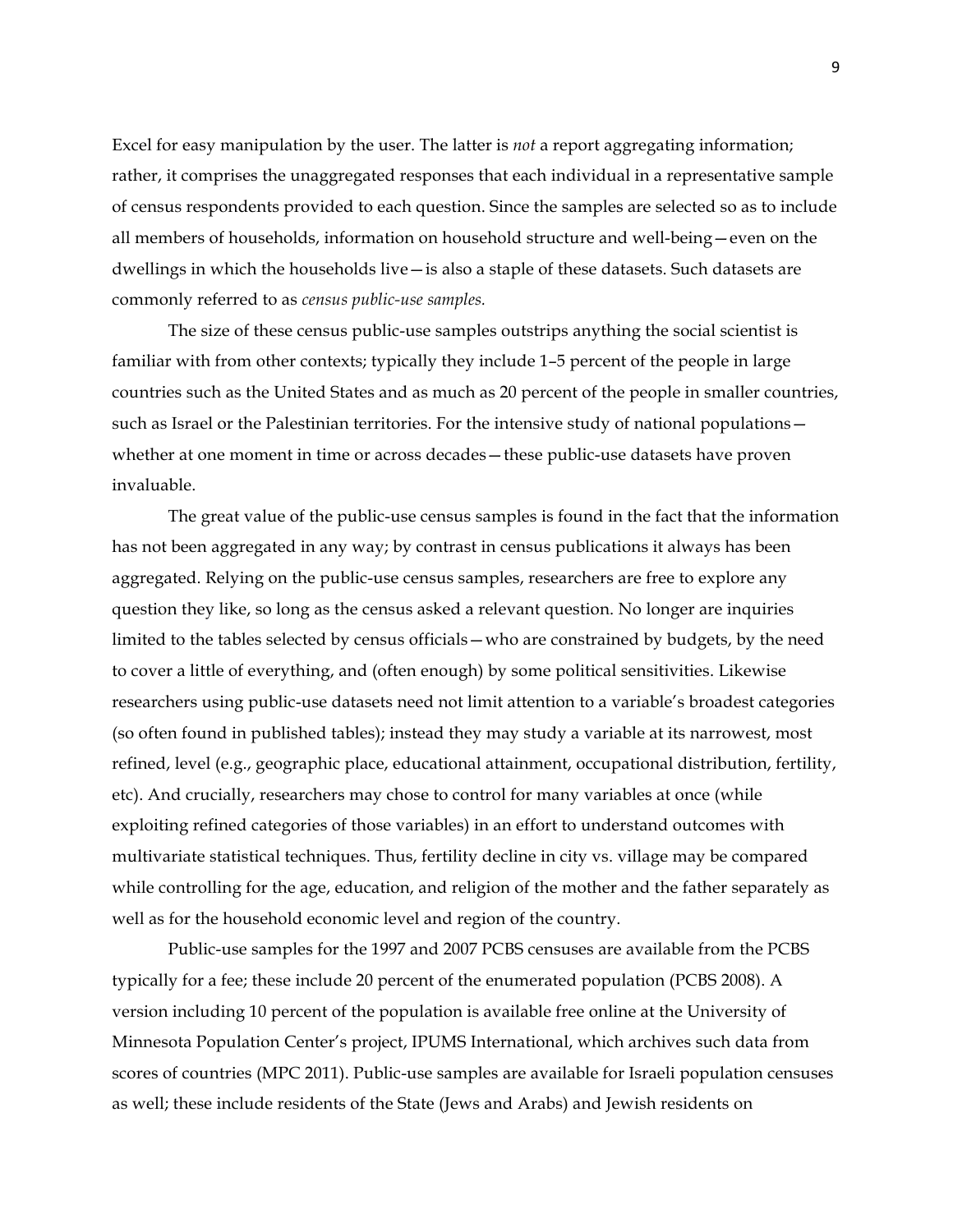Excel for easy manipulation by the user. The latter is *not* a report aggregating information; rather, it comprises the unaggregated responses that each individual in a representative sample of census respondents provided to each question. Since the samples are selected so as to include all members of households, information on household structure and well-being—even on the dwellings in which the households live—is also a staple of these datasets. Such datasets are commonly referred to as *census public-use samples.*

The size of these census public-use samples outstrips anything the social scientist is familiar with from other contexts; typically they include 1–5 percent of the people in large countries such as the United States and as much as 20 percent of the people in smaller countries, such as Israel or the Palestinian territories. For the intensive study of national populations—whether at one moment in time or across decades—these public-use datasets have proven invaluable.

The great value of the public-use census samples is found in the fact that the information has not been aggregated in any way; by contrast in census publications it always has been aggregated. Relying on the public-use census samples, researchers are free to explore any question they like, so long as the census asked a relevant question. No longer are inquiries limited to the tables selected by census officials—who are constrained by budgets, by the need to cover a little of everything, and (often enough) by some political sensitivities. Likewise researchers using public-use datasets need not limit attention to a variable's broadest categories (so often found in published tables); instead they may study a variable at its narrowest, most refined, level (e.g., geographic place, educational attainment, occupational distribution, fertility, etc). And crucially, researchers may chose to control for many variables at once (while exploiting refined categories of those variables) in an effort to understand outcomes with multivariate statistical techniques. Thus, fertility decline in city vs. village may be compared while controlling for the age, education, and religion of the mother and the father separately as well as for the household economic level and region of the country.

Public-use samples for the 1997 and 2007 PCBS censuses are available from the PCBS typically for a fee; these include 20 percent of the enumerated population (PCBS 2008). A version including 10 percent of the population is available free online at the University of Minnesota Population Center's project, IPUMS International, which archives such data from scores of countries (MPC 2011). Public-use samples are available for Israeli population censuses as well; these include residents of the State (Jews and Arabs) and Jewish residents on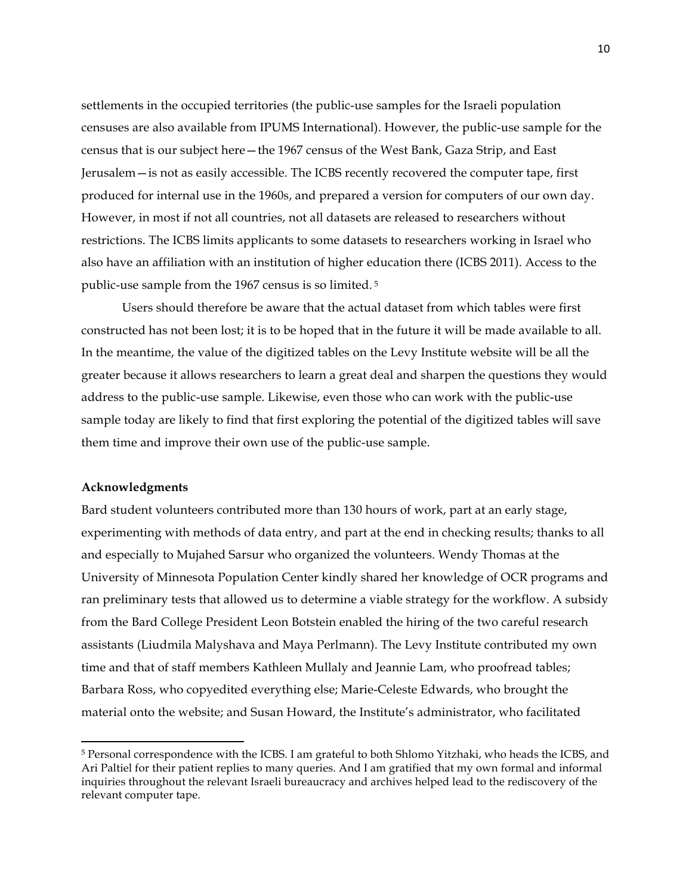settlements in the occupied territories (the public-use samples for the Israeli population censuses are also available from IPUMS International). However, the public-use sample for the census that is our subject here—the 1967 census of the West Bank, Gaza Strip, and East Jerusalem—is not as easily accessible. The ICBS recently recovered the computer tape, first produced for internal use in the 1960s, and prepared a version for computers of our own day. However, in most if not all countries, not all datasets are released to researchers without restrictions. The ICBS limits applicants to some datasets to researchers working in Israel who also have an affiliation with an institution of higher education there (ICBS 2011). Access to the public-use sample from the 1967 census is so limited. [5]

Users should therefore be aware that the actual dataset from which tables were first constructed has not been lost; it is to be hoped that in the future it will be made available to all. In the meantime, the value of the digitized tables on the Levy Institute website will be all the greater because it allows researchers to learn a great deal and sharpen the questions they would address to the public-use sample. Likewise, even those who can work with the public-use sample today are likely to find that first exploring the potential of the digitized tables will save them time and improve their own use of the public-use sample.

**Acknowledgments**

Bard student volunteers contributed more than 130 hours of work, part at an early stage, experimenting with methods of data entry, and part at the end in checking results; thanks to all and especially to Mujahed Sarsur who organized the volunteers. Wendy Thomas at the University of Minnesota Population Center kindly shared her knowledge of OCR programs and ran preliminary tests that allowed us to determine a viable strategy for the workflow. A subsidy from the Bard College President Leon Botstein enabled the hiring of the two careful research assistants (Liudmila Malyshava and Maya Perlmann). The Levy Institute contributed my own time and that of staff members Kathleen Mullaly and Jeannie Lam, who proofread tables; Barbara Ross, who copyedited everything else; Marie-Celeste Edwards, who brought the material onto the website; and Susan Howard, the Institute's administrator, who facilitated

---

[5] Personal correspondence with the ICBS. I am grateful to both Shlomo Yitzhaki, who heads the ICBS, and Ari Paltiel for their patient replies to many queries. And I am gratified that my own formal and informal inquiries throughout the relevant Israeli bureaucracy and archives helped lead to the rediscovery of the relevant computer tape.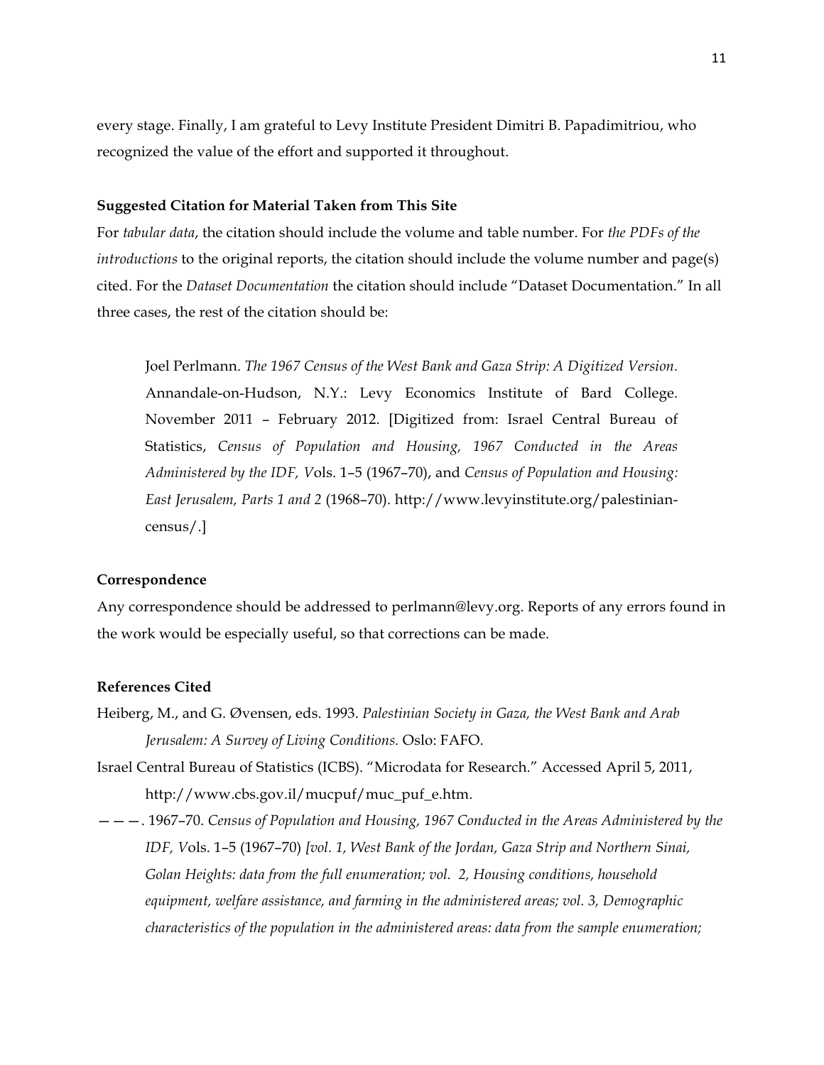every stage. Finally, I am grateful to Levy Institute President Dimitri B. Papadimitriou, who recognized the value of the effort and supported it throughout.

### Suggested Citation for Material Taken from This Site

For *tabular data*, the citation should include the volume and table number. For *the PDFs of the introductions* to the original reports, the citation should include the volume number and page(s) cited. For the *Dataset Documentation* the citation should include "Dataset Documentation." In all three cases, the rest of the citation should be:

> Joel Perlmann. *The 1967 Census of the West Bank and Gaza Strip: A Digitized Version.* Annandale-on-Hudson, N.Y.: Levy Economics Institute of Bard College. November 2011 – February 2012. [Digitized from: Israel Central Bureau of Statistics, *Census of Population and Housing, 1967 Conducted in the Areas Administered by the IDF, V*ols. 1–5 (1967–70), and *Census of Population and Housing: East Jerusalem, Parts 1 and 2* (1968–70). http://www.levyinstitute.org/palestinian-census/.]

### Correspondence

Any correspondence should be addressed to perlmann@levy.org. Reports of any errors found in the work would be especially useful, so that corrections can be made.

### References Cited

Heiberg, M., and G. Øvensen, eds. 1993. *Palestinian Society in Gaza, the West Bank and Arab Jerusalem: A Survey of Living Conditions.* Oslo: FAFO.

Israel Central Bureau of Statistics (ICBS). "Microdata for Research." Accessed April 5, 2011, http://www.cbs.gov.il/mucpuf/muc_puf_e.htm.

———. 1967–70. *Census of Population and Housing, 1967 Conducted in the Areas Administered by the IDF, V*ols. 1–5 (1967–70) *[vol. 1, West Bank of the Jordan, Gaza Strip and Northern Sinai, Golan Heights: data from the full enumeration; vol. 2, Housing conditions, household equipment, welfare assistance, and farming in the administered areas; vol. 3, Demographic characteristics of the population in the administered areas: data from the sample enumeration;*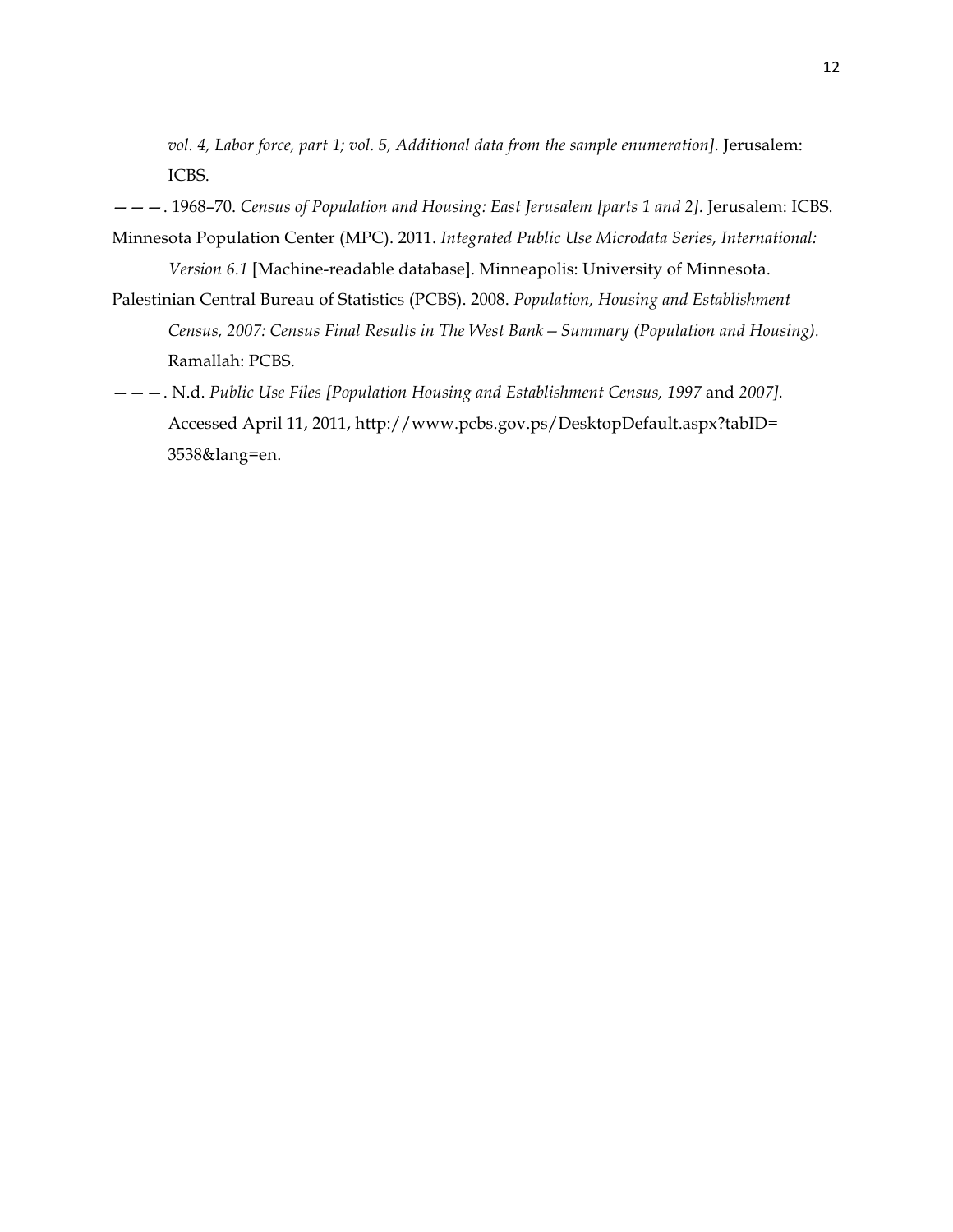*vol. 4, Labor force, part 1; vol. 5, Additional data from the sample enumeration]*. Jerusalem: ICBS.

———. 1968–70. *Census of Population and Housing: East Jerusalem [parts 1 and 2].* Jerusalem: ICBS.

Minnesota Population Center (MPC). 2011. *Integrated Public Use Microdata Series, International: Version 6.1* [Machine-readable database]. Minneapolis: University of Minnesota.

Palestinian Central Bureau of Statistics (PCBS). 2008. *Population, Housing and Establishment Census, 2007: Census Final Results in The West Bank – Summary (Population and Housing).* Ramallah: PCBS.

———. N.d. *Public Use Files [Population Housing and Establishment Census, 1997* and *2007].* Accessed April 11, 2011, http://www.pcbs.gov.ps/DesktopDefault.aspx?tabID=3538&lang=en.